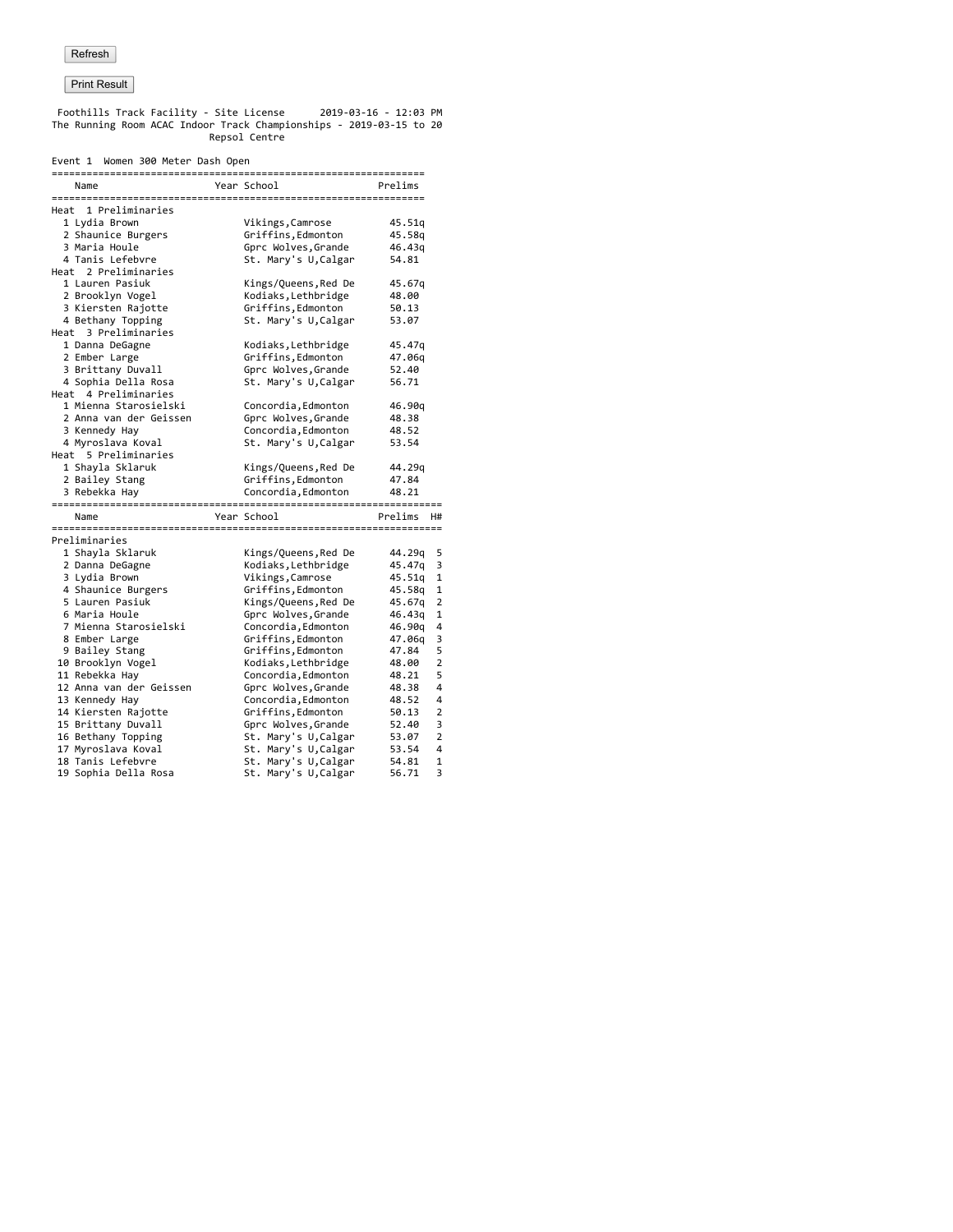Refresh

Print Result

Foothills Track Facility - Site License      2019-03-16 - 12:03 PM
The Running Room ACAC Indoor Track Championships - 2019-03-15 to 20
Repsol Centre

Event 1  Women 300 Meter Dash Open

| Name | Year | School | Prelims |
|---|---|---|---|
| **Heat 1 Preliminaries** | | | |
| 1 Lydia Brown | | Vikings,Camrose | 45.51q |
| 2 Shaunice Burgers | | Griffins,Edmonton | 45.58q |
| 3 Maria Houle | | Gprc Wolves,Grande | 46.43q |
| 4 Tanis Lefebvre | | St. Mary's U,Calgar | 54.81 |
| **Heat 2 Preliminaries** | | | |
| 1 Lauren Pasiuk | | Kings/Queens,Red De | 45.67q |
| 2 Brooklyn Vogel | | Kodiaks,Lethbridge | 48.00 |
| 3 Kiersten Rajotte | | Griffins,Edmonton | 50.13 |
| 4 Bethany Topping | | St. Mary's U,Calgar | 53.07 |
| **Heat 3 Preliminaries** | | | |
| 1 Danna DeGagne | | Kodiaks,Lethbridge | 45.47q |
| 2 Ember Large | | Griffins,Edmonton | 47.06q |
| 3 Brittany Duvall | | Gprc Wolves,Grande | 52.40 |
| 4 Sophia Della Rosa | | St. Mary's U,Calgar | 56.71 |
| **Heat 4 Preliminaries** | | | |
| 1 Mienna Starosielski | | Concordia,Edmonton | 46.90q |
| 2 Anna van der Geissen | | Gprc Wolves,Grande | 48.38 |
| 3 Kennedy Hay | | Concordia,Edmonton | 48.52 |
| 4 Myroslava Koval | | St. Mary's U,Calgar | 53.54 |
| **Heat 5 Preliminaries** | | | |
| 1 Shayla Sklaruk | | Kings/Queens,Red De | 44.29q |
| 2 Bailey Stang | | Griffins,Edmonton | 47.84 |
| 3 Rebekka Hay | | Concordia,Edmonton | 48.21 |

| Name | Year | School | Prelims | H# |
|---|---|---|---|---|
| **Preliminaries** | | | | |
| 1 Shayla Sklaruk | | Kings/Queens,Red De | 44.29q | 5 |
| 2 Danna DeGagne | | Kodiaks,Lethbridge | 45.47q | 3 |
| 3 Lydia Brown | | Vikings,Camrose | 45.51q | 1 |
| 4 Shaunice Burgers | | Griffins,Edmonton | 45.58q | 1 |
| 5 Lauren Pasiuk | | Kings/Queens,Red De | 45.67q | 2 |
| 6 Maria Houle | | Gprc Wolves,Grande | 46.43q | 1 |
| 7 Mienna Starosielski | | Concordia,Edmonton | 46.90q | 4 |
| 8 Ember Large | | Griffins,Edmonton | 47.06q | 3 |
| 9 Bailey Stang | | Griffins,Edmonton | 47.84 | 5 |
| 10 Brooklyn Vogel | | Kodiaks,Lethbridge | 48.00 | 2 |
| 11 Rebekka Hay | | Concordia,Edmonton | 48.21 | 5 |
| 12 Anna van der Geissen | | Gprc Wolves,Grande | 48.38 | 4 |
| 13 Kennedy Hay | | Concordia,Edmonton | 48.52 | 4 |
| 14 Kiersten Rajotte | | Griffins,Edmonton | 50.13 | 2 |
| 15 Brittany Duvall | | Gprc Wolves,Grande | 52.40 | 3 |
| 16 Bethany Topping | | St. Mary's U,Calgar | 53.07 | 2 |
| 17 Myroslava Koval | | St. Mary's U,Calgar | 53.54 | 4 |
| 18 Tanis Lefebvre | | St. Mary's U,Calgar | 54.81 | 1 |
| 19 Sophia Della Rosa | | St. Mary's U,Calgar | 56.71 | 3 |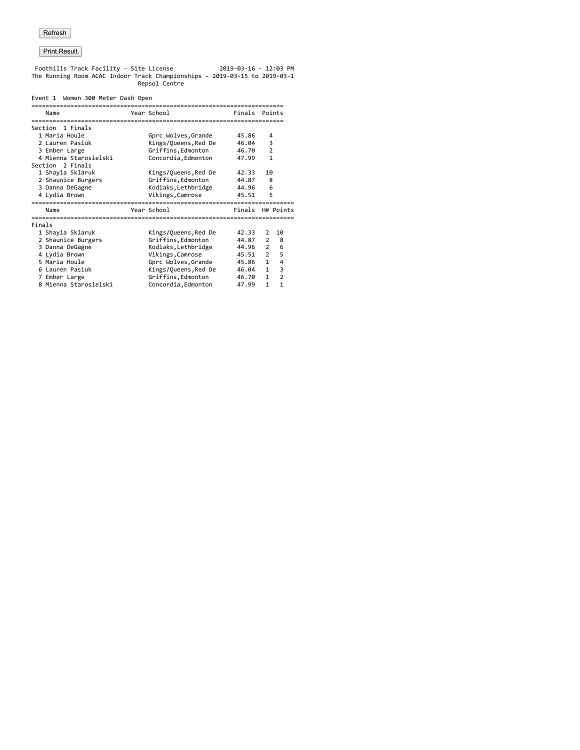Refresh

Print Result

Foothills Track Facility - Site License 2019-03-16 - 12:03 PM
The Running Room ACAC Indoor Track Championships - 2019-03-15 to 2019-03-1
Repsol Centre

Event 1 Women 300 Meter Dash Open

| Name | Year | School | Finals | Points |
|---|---|---|---|---|
| **Section 1 Finals** | | | | |
| 1 Maria Houle | | Gprc Wolves,Grande | 45.86 | 4 |
| 2 Lauren Pasiuk | | Kings/Queens,Red De | 46.04 | 3 |
| 3 Ember Large | | Griffins,Edmonton | 46.70 | 2 |
| 4 Mienna Starosielski | | Concordia,Edmonton | 47.99 | 1 |
| **Section 2 Finals** | | | | |
| 1 Shayla Sklaruk | | Kings/Queens,Red De | 42.33 | 10 |
| 2 Shaunice Burgers | | Griffins,Edmonton | 44.87 | 8 |
| 3 Danna DeGagne | | Kodiaks,Lethbridge | 44.96 | 6 |
| 4 Lydia Brown | | Vikings,Camrose | 45.51 | 5 |

| Name | Year | School | Finals | H# | Points |
|---|---|---|---|---|---|
| **Finals** | | | | | |
| 1 Shayla Sklaruk | | Kings/Queens,Red De | 42.33 | 2 | 10 |
| 2 Shaunice Burgers | | Griffins,Edmonton | 44.87 | 2 | 8 |
| 3 Danna DeGagne | | Kodiaks,Lethbridge | 44.96 | 2 | 6 |
| 4 Lydia Brown | | Vikings,Camrose | 45.51 | 2 | 5 |
| 5 Maria Houle | | Gprc Wolves,Grande | 45.86 | 1 | 4 |
| 6 Lauren Pasiuk | | Kings/Queens,Red De | 46.04 | 1 | 3 |
| 7 Ember Large | | Griffins,Edmonton | 46.70 | 1 | 2 |
| 8 Mienna Starosielski | | Concordia,Edmonton | 47.99 | 1 | 1 |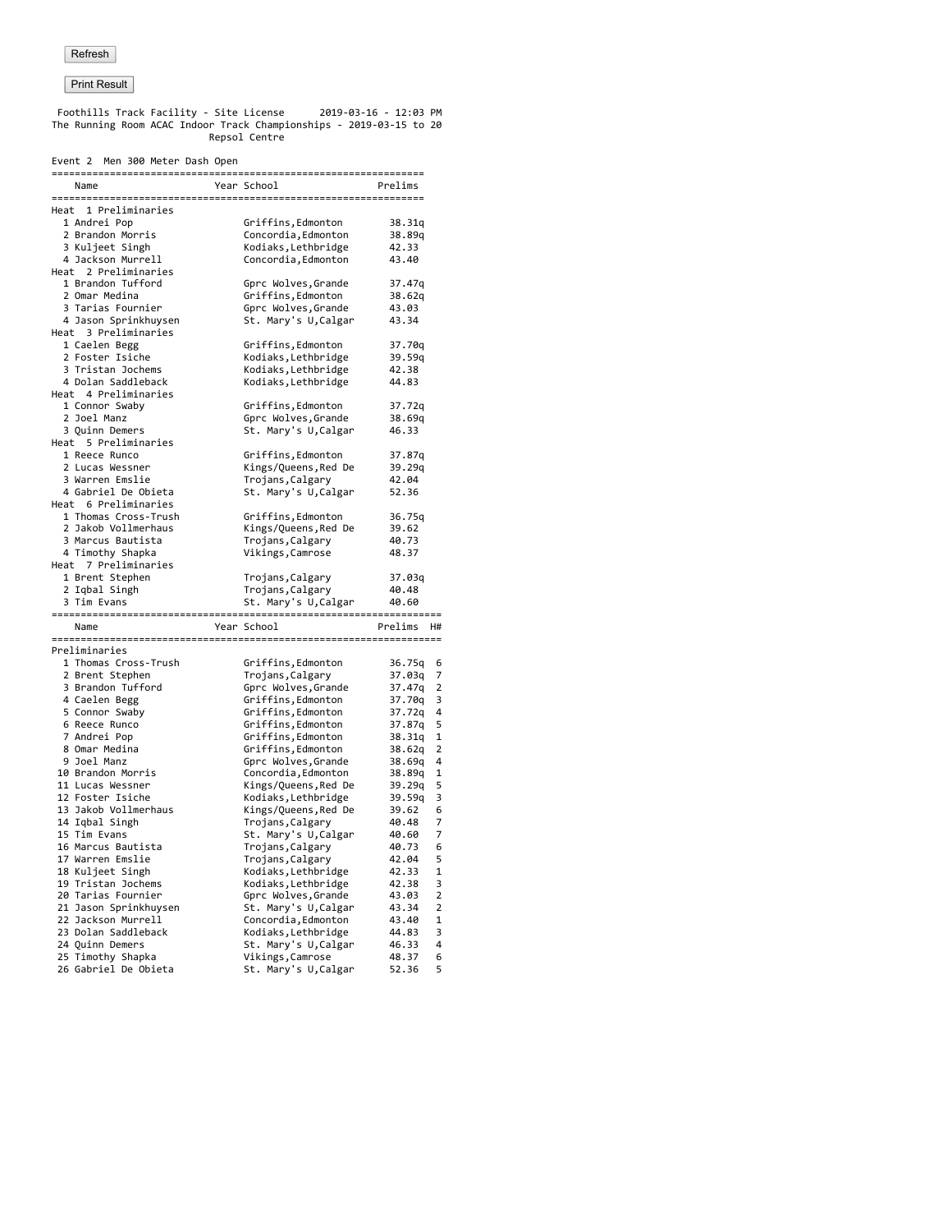Refresh

Print Result

Foothills Track Facility - Site License 2019-03-16 - 12:03 PM
The Running Room ACAC Indoor Track Championships - 2019-03-15 to 20
Repsol Centre

Event 2 Men 300 Meter Dash Open

| Name | Year | School | Prelims |
|---|---|---|---|
| **Heat 1 Preliminaries** | | | |
| 1 Andrei Pop | | Griffins,Edmonton | 38.31q |
| 2 Brandon Morris | | Concordia,Edmonton | 38.89q |
| 3 Kuljeet Singh | | Kodiaks,Lethbridge | 42.33 |
| 4 Jackson Murrell | | Concordia,Edmonton | 43.40 |
| **Heat 2 Preliminaries** | | | |
| 1 Brandon Tufford | | Gprc Wolves,Grande | 37.47q |
| 2 Omar Medina | | Griffins,Edmonton | 38.62q |
| 3 Tarias Fournier | | Gprc Wolves,Grande | 43.03 |
| 4 Jason Sprinkhuysen | | St. Mary's U,Calgar | 43.34 |
| **Heat 3 Preliminaries** | | | |
| 1 Caelen Begg | | Griffins,Edmonton | 37.70q |
| 2 Foster Isiche | | Kodiaks,Lethbridge | 39.59q |
| 3 Tristan Jochems | | Kodiaks,Lethbridge | 42.38 |
| 4 Dolan Saddleback | | Kodiaks,Lethbridge | 44.83 |
| **Heat 4 Preliminaries** | | | |
| 1 Connor Swaby | | Griffins,Edmonton | 37.72q |
| 2 Joel Manz | | Gprc Wolves,Grande | 38.69q |
| 3 Quinn Demers | | St. Mary's U,Calgar | 46.33 |
| **Heat 5 Preliminaries** | | | |
| 1 Reece Runco | | Griffins,Edmonton | 37.87q |
| 2 Lucas Wessner | | Kings/Queens,Red De | 39.29q |
| 3 Warren Emslie | | Trojans,Calgary | 42.04 |
| 4 Gabriel De Obieta | | St. Mary's U,Calgar | 52.36 |
| **Heat 6 Preliminaries** | | | |
| 1 Thomas Cross-Trush | | Griffins,Edmonton | 36.75q |
| 2 Jakob Vollmerhaus | | Kings/Queens,Red De | 39.62 |
| 3 Marcus Bautista | | Trojans,Calgary | 40.73 |
| 4 Timothy Shapka | | Vikings,Camrose | 48.37 |
| **Heat 7 Preliminaries** | | | |
| 1 Brent Stephen | | Trojans,Calgary | 37.03q |
| 2 Iqbal Singh | | Trojans,Calgary | 40.48 |
| 3 Tim Evans | | St. Mary's U,Calgar | 40.60 |

| Name | Year | School | Prelims | H# |
|---|---|---|---|---|
| **Preliminaries** | | | | |
| 1 Thomas Cross-Trush | | Griffins,Edmonton | 36.75q | 6 |
| 2 Brent Stephen | | Trojans,Calgary | 37.03q | 7 |
| 3 Brandon Tufford | | Gprc Wolves,Grande | 37.47q | 2 |
| 4 Caelen Begg | | Griffins,Edmonton | 37.70q | 3 |
| 5 Connor Swaby | | Griffins,Edmonton | 37.72q | 4 |
| 6 Reece Runco | | Griffins,Edmonton | 37.87q | 5 |
| 7 Andrei Pop | | Griffins,Edmonton | 38.31q | 1 |
| 8 Omar Medina | | Griffins,Edmonton | 38.62q | 2 |
| 9 Joel Manz | | Gprc Wolves,Grande | 38.69q | 4 |
| 10 Brandon Morris | | Concordia,Edmonton | 38.89q | 1 |
| 11 Lucas Wessner | | Kings/Queens,Red De | 39.29q | 5 |
| 12 Foster Isiche | | Kodiaks,Lethbridge | 39.59q | 3 |
| 13 Jakob Vollmerhaus | | Kings/Queens,Red De | 39.62 | 6 |
| 14 Iqbal Singh | | Trojans,Calgary | 40.48 | 7 |
| 15 Tim Evans | | St. Mary's U,Calgar | 40.60 | 7 |
| 16 Marcus Bautista | | Trojans,Calgary | 40.73 | 6 |
| 17 Warren Emslie | | Trojans,Calgary | 42.04 | 5 |
| 18 Kuljeet Singh | | Kodiaks,Lethbridge | 42.33 | 1 |
| 19 Tristan Jochems | | Kodiaks,Lethbridge | 42.38 | 3 |
| 20 Tarias Fournier | | Gprc Wolves,Grande | 43.03 | 2 |
| 21 Jason Sprinkhuysen | | St. Mary's U,Calgar | 43.34 | 2 |
| 22 Jackson Murrell | | Concordia,Edmonton | 43.40 | 1 |
| 23 Dolan Saddleback | | Kodiaks,Lethbridge | 44.83 | 3 |
| 24 Quinn Demers | | St. Mary's U,Calgar | 46.33 | 4 |
| 25 Timothy Shapka | | Vikings,Camrose | 48.37 | 6 |
| 26 Gabriel De Obieta | | St. Mary's U,Calgar | 52.36 | 5 |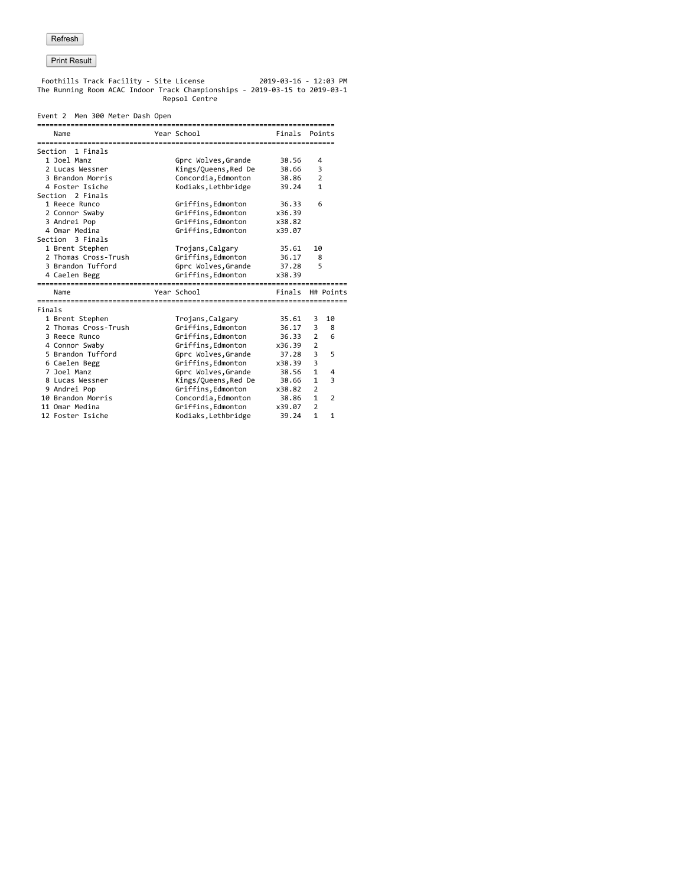Refresh

Print Result

Foothills Track Facility - Site License 2019-03-16 - 12:03 PM
The Running Room ACAC Indoor Track Championships - 2019-03-15 to 2019-03-1
Repsol Centre

Event 2 Men 300 Meter Dash Open

| | Name | Year | School | Finals | Points |
|---|---|---|---|---|---|
| **Section 1 Finals** | | | | | |
| 1 | Joel Manz | | Gprc Wolves,Grande | 38.56 | 4 |
| 2 | Lucas Wessner | | Kings/Queens,Red De | 38.66 | 3 |
| 3 | Brandon Morris | | Concordia,Edmonton | 38.86 | 2 |
| 4 | Foster Isiche | | Kodiaks,Lethbridge | 39.24 | 1 |
| **Section 2 Finals** | | | | | |
| 1 | Reece Runco | | Griffins,Edmonton | 36.33 | 6 |
| 2 | Connor Swaby | | Griffins,Edmonton | x36.39 | |
| 3 | Andrei Pop | | Griffins,Edmonton | x38.82 | |
| 4 | Omar Medina | | Griffins,Edmonton | x39.07 | |
| **Section 3 Finals** | | | | | |
| 1 | Brent Stephen | | Trojans,Calgary | 35.61 | 10 |
| 2 | Thomas Cross-Trush | | Griffins,Edmonton | 36.17 | 8 |
| 3 | Brandon Tufford | | Gprc Wolves,Grande | 37.28 | 5 |
| 4 | Caelen Begg | | Griffins,Edmonton | x38.39 | |

| | Name | Year | School | Finals | H# | Points |
|---|---|---|---|---|---|---|
| **Finals** | | | | | | |
| 1 | Brent Stephen | | Trojans,Calgary | 35.61 | 3 | 10 |
| 2 | Thomas Cross-Trush | | Griffins,Edmonton | 36.17 | 3 | 8 |
| 3 | Reece Runco | | Griffins,Edmonton | 36.33 | 2 | 6 |
| 4 | Connor Swaby | | Griffins,Edmonton | x36.39 | 2 | |
| 5 | Brandon Tufford | | Gprc Wolves,Grande | 37.28 | 3 | 5 |
| 6 | Caelen Begg | | Griffins,Edmonton | x38.39 | 3 | |
| 7 | Joel Manz | | Gprc Wolves,Grande | 38.56 | 1 | 4 |
| 8 | Lucas Wessner | | Kings/Queens,Red De | 38.66 | 1 | 3 |
| 9 | Andrei Pop | | Griffins,Edmonton | x38.82 | 2 | |
| 10 | Brandon Morris | | Concordia,Edmonton | 38.86 | 1 | 2 |
| 11 | Omar Medina | | Griffins,Edmonton | x39.07 | 2 | |
| 12 | Foster Isiche | | Kodiaks,Lethbridge | 39.24 | 1 | 1 |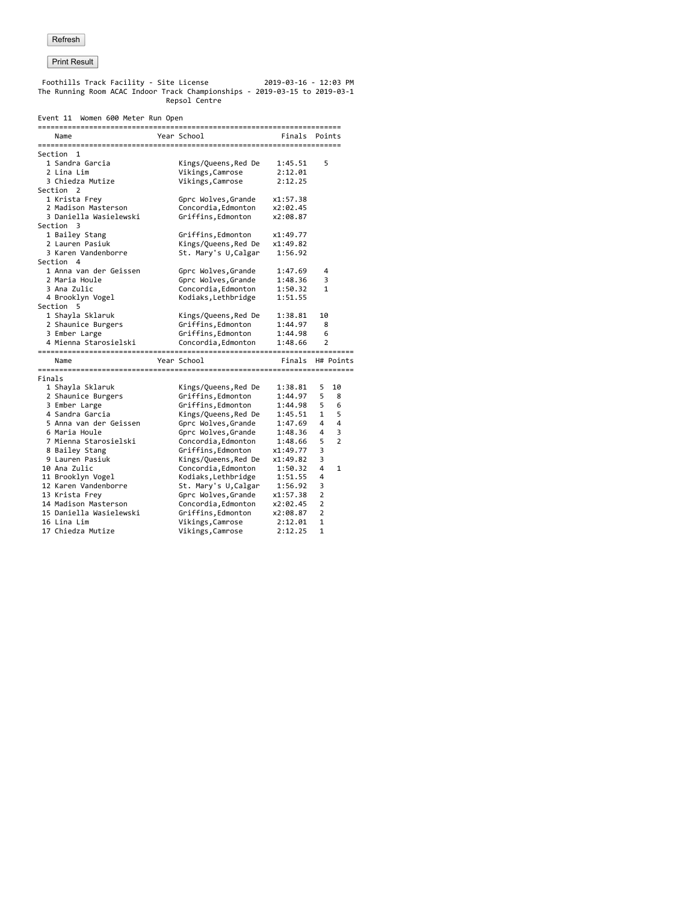Foothills Track Facility - Site License 2019-03-16 - 12:03 PM

The Running Room ACAC Indoor Track Championships - 2019-03-15 to 2019-03-1

Repsol Centre

Event 11 Women 600 Meter Run Open

| | Name | Year | School | Finals | Points |
|---|---|---|---|---|---|
| **Section 1** | | | | | |
| 1 | Sandra Garcia | | Kings/Queens,Red De | 1:45.51 | 5 |
| 2 | Lina Lim | | Vikings,Camrose | 2:12.01 | |
| 3 | Chiedza Mutize | | Vikings,Camrose | 2:12.25 | |
| **Section 2** | | | | | |
| 1 | Krista Frey | | Gprc Wolves,Grande | x1:57.38 | |
| 2 | Madison Masterson | | Concordia,Edmonton | x2:02.45 | |
| 3 | Daniella Wasielewski | | Griffins,Edmonton | x2:08.87 | |
| **Section 3** | | | | | |
| 1 | Bailey Stang | | Griffins,Edmonton | x1:49.77 | |
| 2 | Lauren Pasiuk | | Kings/Queens,Red De | x1:49.82 | |
| 3 | Karen Vandenborre | | St. Mary's U,Calgar | 1:56.92 | |
| **Section 4** | | | | | |
| 1 | Anna van der Geissen | | Gprc Wolves,Grande | 1:47.69 | 4 |
| 2 | Maria Houle | | Gprc Wolves,Grande | 1:48.36 | 3 |
| 3 | Ana Zulic | | Concordia,Edmonton | 1:50.32 | 1 |
| 4 | Brooklyn Vogel | | Kodiaks,Lethbridge | 1:51.55 | |
| **Section 5** | | | | | |
| 1 | Shayla Sklaruk | | Kings/Queens,Red De | 1:38.81 | 10 |
| 2 | Shaunice Burgers | | Griffins,Edmonton | 1:44.97 | 8 |
| 3 | Ember Large | | Griffins,Edmonton | 1:44.98 | 6 |
| 4 | Mienna Starosielski | | Concordia,Edmonton | 1:48.66 | 2 |

| | Name | Year | School | Finals | H# | Points |
|---|---|---|---|---|---|---|
| **Finals** | | | | | | |
| 1 | Shayla Sklaruk | | Kings/Queens,Red De | 1:38.81 | 5 | 10 |
| 2 | Shaunice Burgers | | Griffins,Edmonton | 1:44.97 | 5 | 8 |
| 3 | Ember Large | | Griffins,Edmonton | 1:44.98 | 5 | 6 |
| 4 | Sandra Garcia | | Kings/Queens,Red De | 1:45.51 | 1 | 5 |
| 5 | Anna van der Geissen | | Gprc Wolves,Grande | 1:47.69 | 4 | 4 |
| 6 | Maria Houle | | Gprc Wolves,Grande | 1:48.36 | 4 | 3 |
| 7 | Mienna Starosielski | | Concordia,Edmonton | 1:48.66 | 5 | 2 |
| 8 | Bailey Stang | | Griffins,Edmonton | x1:49.77 | 3 | |
| 9 | Lauren Pasiuk | | Kings/Queens,Red De | x1:49.82 | 3 | |
| 10 | Ana Zulic | | Concordia,Edmonton | 1:50.32 | 4 | 1 |
| 11 | Brooklyn Vogel | | Kodiaks,Lethbridge | 1:51.55 | 4 | |
| 12 | Karen Vandenborre | | St. Mary's U,Calgar | 1:56.92 | 3 | |
| 13 | Krista Frey | | Gprc Wolves,Grande | x1:57.38 | 2 | |
| 14 | Madison Masterson | | Concordia,Edmonton | x2:02.45 | 2 | |
| 15 | Daniella Wasielewski | | Griffins,Edmonton | x2:08.87 | 2 | |
| 16 | Lina Lim | | Vikings,Camrose | 2:12.01 | 1 | |
| 17 | Chiedza Mutize | | Vikings,Camrose | 2:12.25 | 1 | |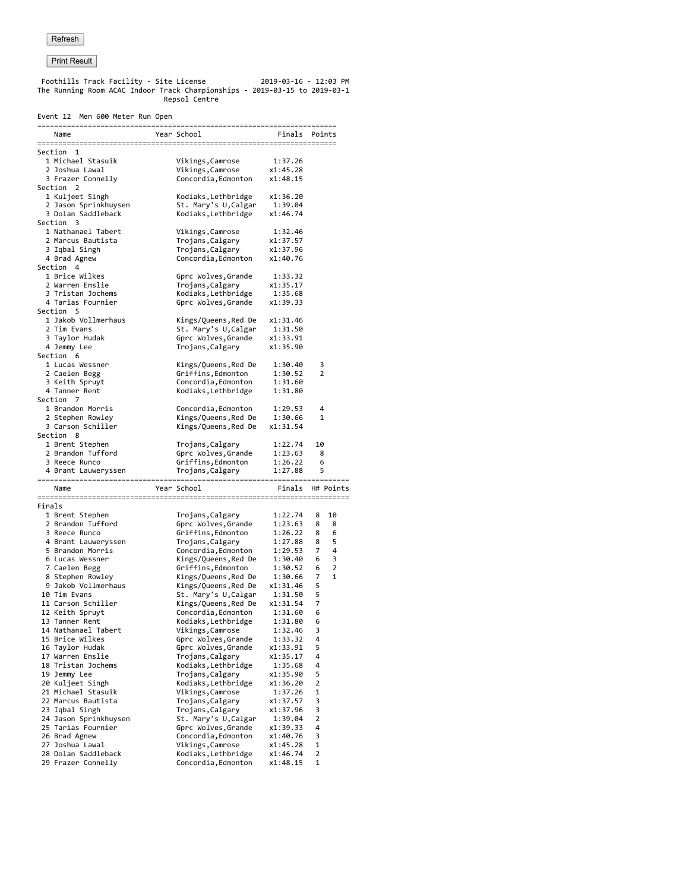Refresh

Print Result

Foothills Track Facility - Site License 2019-03-16 - 12:03 PM
The Running Room ACAC Indoor Track Championships - 2019-03-15 to 2019-03-1
Repsol Centre

Event 12 Men 600 Meter Run Open

| Name | Year | School | Finals | Points |
|---|---|---|---|---|
| **Section 1** | | | | |
| 1 Michael Stasuik | | Vikings,Camrose | 1:37.26 | |
| 2 Joshua Lawal | | Vikings,Camrose | x1:45.28 | |
| 3 Frazer Connelly | | Concordia,Edmonton | x1:48.15 | |
| **Section 2** | | | | |
| 1 Kuljeet Singh | | Kodiaks,Lethbridge | x1:36.20 | |
| 2 Jason Sprinkhuysen | | St. Mary's U,Calgar | 1:39.04 | |
| 3 Dolan Saddleback | | Kodiaks,Lethbridge | x1:46.74 | |
| **Section 3** | | | | |
| 1 Nathanael Tabert | | Vikings,Camrose | 1:32.46 | |
| 2 Marcus Bautista | | Trojans,Calgary | x1:37.57 | |
| 3 Iqbal Singh | | Trojans,Calgary | x1:37.96 | |
| 4 Brad Agnew | | Concordia,Edmonton | x1:40.76 | |
| **Section 4** | | | | |
| 1 Brice Wilkes | | Gprc Wolves,Grande | 1:33.32 | |
| 2 Warren Emslie | | Trojans,Calgary | x1:35.17 | |
| 3 Tristan Jochems | | Kodiaks,Lethbridge | 1:35.68 | |
| 4 Tarias Fournier | | Gprc Wolves,Grande | x1:39.33 | |
| **Section 5** | | | | |
| 1 Jakob Vollmerhaus | | Kings/Queens,Red De | x1:31.46 | |
| 2 Tim Evans | | St. Mary's U,Calgar | 1:31.50 | |
| 3 Taylor Hudak | | Gprc Wolves,Grande | x1:33.91 | |
| 4 Jemmy Lee | | Trojans,Calgary | x1:35.90 | |
| **Section 6** | | | | |
| 1 Lucas Wessner | | Kings/Queens,Red De | 1:30.40 | 3 |
| 2 Caelen Begg | | Griffins,Edmonton | 1:30.52 | 2 |
| 3 Keith Spruyt | | Concordia,Edmonton | 1:31.60 | |
| 4 Tanner Rent | | Kodiaks,Lethbridge | 1:31.80 | |
| **Section 7** | | | | |
| 1 Brandon Morris | | Concordia,Edmonton | 1:29.53 | 4 |
| 2 Stephen Rowley | | Kings/Queens,Red De | 1:30.66 | 1 |
| 3 Carson Schiller | | Kings/Queens,Red De | x1:31.54 | |
| **Section 8** | | | | |
| 1 Brent Stephen | | Trojans,Calgary | 1:22.74 | 10 |
| 2 Brandon Tufford | | Gprc Wolves,Grande | 1:23.63 | 8 |
| 3 Reece Runco | | Griffins,Edmonton | 1:26.22 | 6 |
| 4 Brant Lauweryssen | | Trojans,Calgary | 1:27.88 | 5 |

| Name | Year | School | Finals | H# | Points |
|---|---|---|---|---|---|
| **Finals** | | | | | |
| 1 Brent Stephen | | Trojans,Calgary | 1:22.74 | 8 | 10 |
| 2 Brandon Tufford | | Gprc Wolves,Grande | 1:23.63 | 8 | 8 |
| 3 Reece Runco | | Griffins,Edmonton | 1:26.22 | 8 | 6 |
| 4 Brant Lauweryssen | | Trojans,Calgary | 1:27.88 | 8 | 5 |
| 5 Brandon Morris | | Concordia,Edmonton | 1:29.53 | 7 | 4 |
| 6 Lucas Wessner | | Kings/Queens,Red De | 1:30.40 | 6 | 3 |
| 7 Caelen Begg | | Griffins,Edmonton | 1:30.52 | 6 | 2 |
| 8 Stephen Rowley | | Kings/Queens,Red De | 1:30.66 | 7 | 1 |
| 9 Jakob Vollmerhaus | | Kings/Queens,Red De | x1:31.46 | 5 | |
| 10 Tim Evans | | St. Mary's U,Calgar | 1:31.50 | 5 | |
| 11 Carson Schiller | | Kings/Queens,Red De | x1:31.54 | 7 | |
| 12 Keith Spruyt | | Concordia,Edmonton | 1:31.60 | 6 | |
| 13 Tanner Rent | | Kodiaks,Lethbridge | 1:31.80 | 6 | |
| 14 Nathanael Tabert | | Vikings,Camrose | 1:32.46 | 3 | |
| 15 Brice Wilkes | | Gprc Wolves,Grande | 1:33.32 | 4 | |
| 16 Taylor Hudak | | Gprc Wolves,Grande | x1:33.91 | 5 | |
| 17 Warren Emslie | | Trojans,Calgary | x1:35.17 | 4 | |
| 18 Tristan Jochems | | Kodiaks,Lethbridge | 1:35.68 | 4 | |
| 19 Jemmy Lee | | Trojans,Calgary | x1:35.90 | 5 | |
| 20 Kuljeet Singh | | Kodiaks,Lethbridge | x1:36.20 | 2 | |
| 21 Michael Stasuik | | Vikings,Camrose | 1:37.26 | 1 | |
| 22 Marcus Bautista | | Trojans,Calgary | x1:37.57 | 3 | |
| 23 Iqbal Singh | | Trojans,Calgary | x1:37.96 | 3 | |
| 24 Jason Sprinkhuysen | | St. Mary's U,Calgar | 1:39.04 | 2 | |
| 25 Tarias Fournier | | Gprc Wolves,Grande | x1:39.33 | 4 | |
| 26 Brad Agnew | | Concordia,Edmonton | x1:40.76 | 3 | |
| 27 Joshua Lawal | | Vikings,Camrose | x1:45.28 | 1 | |
| 28 Dolan Saddleback | | Kodiaks,Lethbridge | x1:46.74 | 2 | |
| 29 Frazer Connelly | | Concordia,Edmonton | x1:48.15 | 1 | |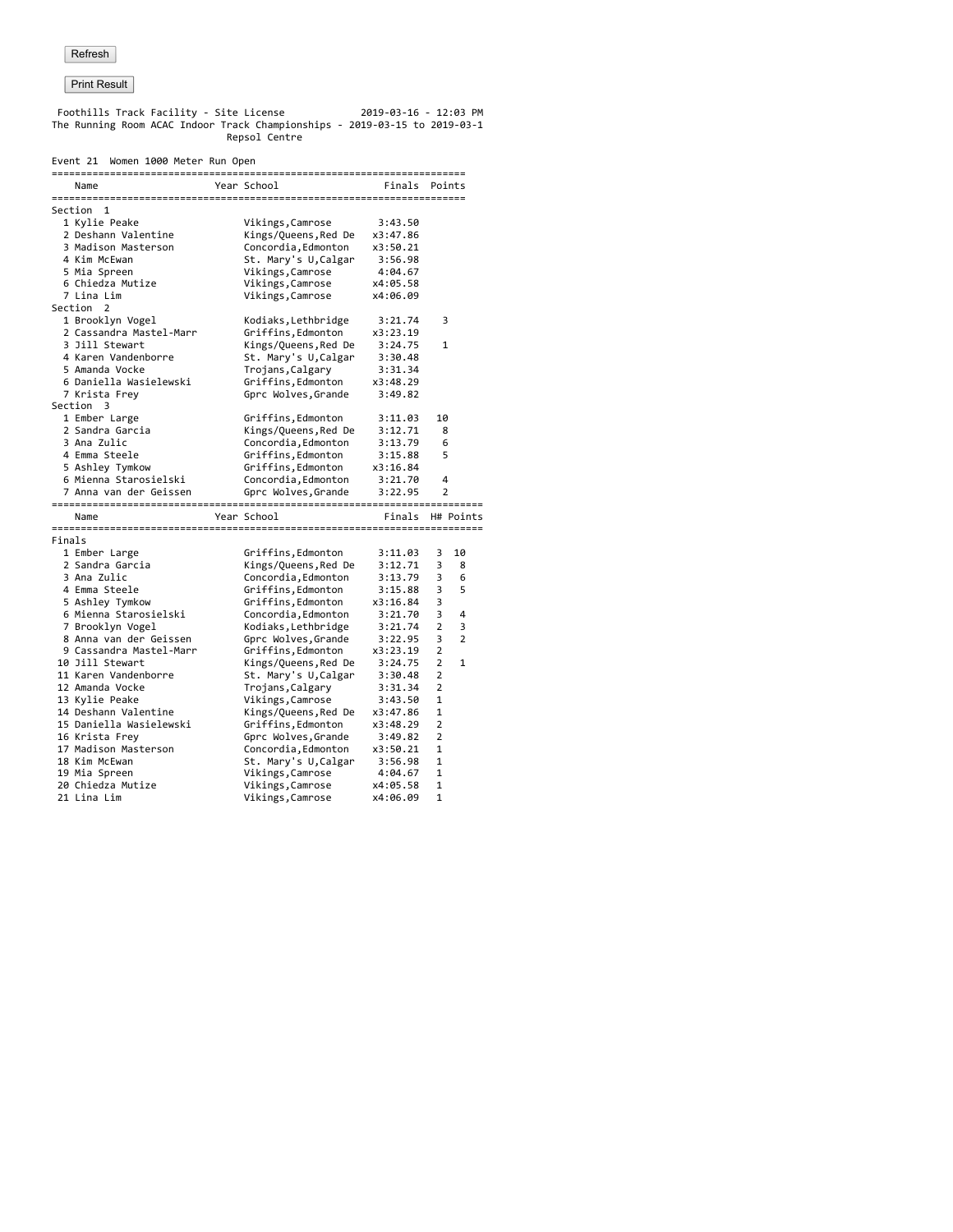Refresh

Print Result

Foothills Track Facility - Site License 2019-03-16 - 12:03 PM

The Running Room ACAC Indoor Track Championships - 2019-03-15 to 2019-03-1

Repsol Centre

Event 21 Women 1000 Meter Run Open

| | Name | Year | School | Finals | Points |
|---|---|---|---|---|---|
| **Section 1** | | | | | |
| 1 | Kylie Peake | | Vikings,Camrose | 3:43.50 | |
| 2 | Deshann Valentine | | Kings/Queens,Red De | x3:47.86 | |
| 3 | Madison Masterson | | Concordia,Edmonton | x3:50.21 | |
| 4 | Kim McEwan | | St. Mary's U,Calgar | 3:56.98 | |
| 5 | Mia Spreen | | Vikings,Camrose | 4:04.67 | |
| 6 | Chiedza Mutize | | Vikings,Camrose | x4:05.58 | |
| 7 | Lina Lim | | Vikings,Camrose | x4:06.09 | |
| **Section 2** | | | | | |
| 1 | Brooklyn Vogel | | Kodiaks,Lethbridge | 3:21.74 | 3 |
| 2 | Cassandra Mastel-Marr | | Griffins,Edmonton | x3:23.19 | |
| 3 | Jill Stewart | | Kings/Queens,Red De | 3:24.75 | 1 |
| 4 | Karen Vandenborre | | St. Mary's U,Calgar | 3:30.48 | |
| 5 | Amanda Vocke | | Trojans,Calgary | 3:31.34 | |
| 6 | Daniella Wasielewski | | Griffins,Edmonton | x3:48.29 | |
| 7 | Krista Frey | | Gprc Wolves,Grande | 3:49.82 | |
| **Section 3** | | | | | |
| 1 | Ember Large | | Griffins,Edmonton | 3:11.03 | 10 |
| 2 | Sandra Garcia | | Kings/Queens,Red De | 3:12.71 | 8 |
| 3 | Ana Zulic | | Concordia,Edmonton | 3:13.79 | 6 |
| 4 | Emma Steele | | Griffins,Edmonton | 3:15.88 | 5 |
| 5 | Ashley Tymkow | | Griffins,Edmonton | x3:16.84 | |
| 6 | Mienna Starosielski | | Concordia,Edmonton | 3:21.70 | 4 |
| 7 | Anna van der Geissen | | Gprc Wolves,Grande | 3:22.95 | 2 |

| | Name | Year | School | Finals | H# | Points |
|---|---|---|---|---|---|---|
| **Finals** | | | | | | |
| 1 | Ember Large | | Griffins,Edmonton | 3:11.03 | 3 | 10 |
| 2 | Sandra Garcia | | Kings/Queens,Red De | 3:12.71 | 3 | 8 |
| 3 | Ana Zulic | | Concordia,Edmonton | 3:13.79 | 3 | 6 |
| 4 | Emma Steele | | Griffins,Edmonton | 3:15.88 | 3 | 5 |
| 5 | Ashley Tymkow | | Griffins,Edmonton | x3:16.84 | 3 | |
| 6 | Mienna Starosielski | | Concordia,Edmonton | 3:21.70 | 3 | 4 |
| 7 | Brooklyn Vogel | | Kodiaks,Lethbridge | 3:21.74 | 2 | 3 |
| 8 | Anna van der Geissen | | Gprc Wolves,Grande | 3:22.95 | 3 | 2 |
| 9 | Cassandra Mastel-Marr | | Griffins,Edmonton | x3:23.19 | 2 | |
| 10 | Jill Stewart | | Kings/Queens,Red De | 3:24.75 | 2 | 1 |
| 11 | Karen Vandenborre | | St. Mary's U,Calgar | 3:30.48 | 2 | |
| 12 | Amanda Vocke | | Trojans,Calgary | 3:31.34 | 2 | |
| 13 | Kylie Peake | | Vikings,Camrose | 3:43.50 | 1 | |
| 14 | Deshann Valentine | | Kings/Queens,Red De | x3:47.86 | 1 | |
| 15 | Daniella Wasielewski | | Griffins,Edmonton | x3:48.29 | 2 | |
| 16 | Krista Frey | | Gprc Wolves,Grande | 3:49.82 | 2 | |
| 17 | Madison Masterson | | Concordia,Edmonton | x3:50.21 | 1 | |
| 18 | Kim McEwan | | St. Mary's U,Calgar | 3:56.98 | 1 | |
| 19 | Mia Spreen | | Vikings,Camrose | 4:04.67 | 1 | |
| 20 | Chiedza Mutize | | Vikings,Camrose | x4:05.58 | 1 | |
| 21 | Lina Lim | | Vikings,Camrose | x4:06.09 | 1 | |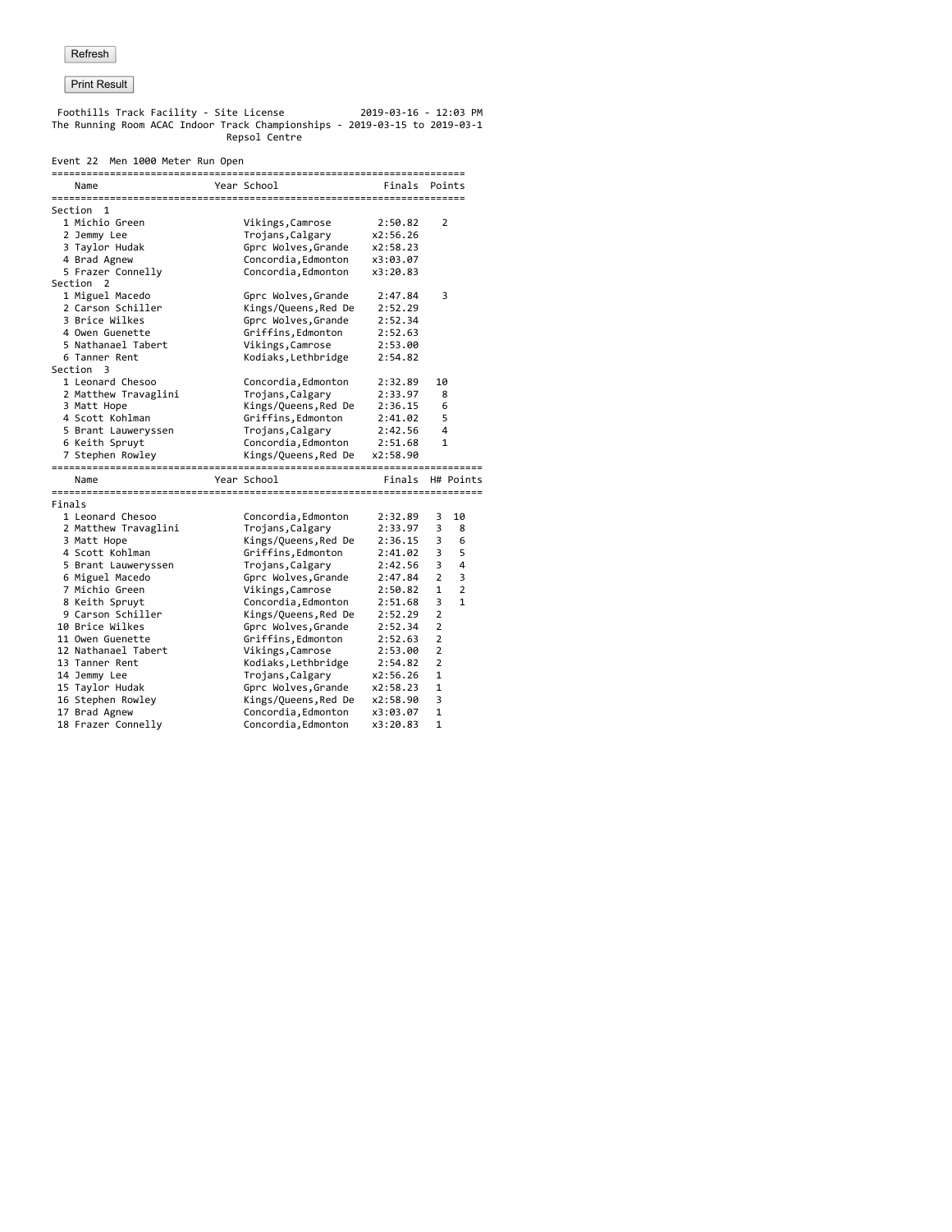Refresh

Print Result

Foothills Track Facility - Site License 2019-03-16 - 12:03 PM
The Running Room ACAC Indoor Track Championships - 2019-03-15 to 2019-03-1
Repsol Centre

Event 22 Men 1000 Meter Run Open

| | Name | Year | School | Finals | Points |
|---|---|---|---|---|---|
| **Section 1** | | | | | |
| 1 | Michio Green | | Vikings,Camrose | 2:50.82 | 2 |
| 2 | Jemmy Lee | | Trojans,Calgary | x2:56.26 | |
| 3 | Taylor Hudak | | Gprc Wolves,Grande | x2:58.23 | |
| 4 | Brad Agnew | | Concordia,Edmonton | x3:03.07 | |
| 5 | Frazer Connelly | | Concordia,Edmonton | x3:20.83 | |
| **Section 2** | | | | | |
| 1 | Miguel Macedo | | Gprc Wolves,Grande | 2:47.84 | 3 |
| 2 | Carson Schiller | | Kings/Queens,Red De | 2:52.29 | |
| 3 | Brice Wilkes | | Gprc Wolves,Grande | 2:52.34 | |
| 4 | Owen Guenette | | Griffins,Edmonton | 2:52.63 | |
| 5 | Nathanael Tabert | | Vikings,Camrose | 2:53.00 | |
| 6 | Tanner Rent | | Kodiaks,Lethbridge | 2:54.82 | |
| **Section 3** | | | | | |
| 1 | Leonard Chesoo | | Concordia,Edmonton | 2:32.89 | 10 |
| 2 | Matthew Travaglini | | Trojans,Calgary | 2:33.97 | 8 |
| 3 | Matt Hope | | Kings/Queens,Red De | 2:36.15 | 6 |
| 4 | Scott Kohlman | | Griffins,Edmonton | 2:41.02 | 5 |
| 5 | Brant Lauweryssen | | Trojans,Calgary | 2:42.56 | 4 |
| 6 | Keith Spruyt | | Concordia,Edmonton | 2:51.68 | 1 |
| 7 | Stephen Rowley | | Kings/Queens,Red De | x2:58.90 | |

| | Name | Year | School | Finals | H# | Points |
|---|---|---|---|---|---|---|
| **Finals** | | | | | | |
| 1 | Leonard Chesoo | | Concordia,Edmonton | 2:32.89 | 3 | 10 |
| 2 | Matthew Travaglini | | Trojans,Calgary | 2:33.97 | 3 | 8 |
| 3 | Matt Hope | | Kings/Queens,Red De | 2:36.15 | 3 | 6 |
| 4 | Scott Kohlman | | Griffins,Edmonton | 2:41.02 | 3 | 5 |
| 5 | Brant Lauweryssen | | Trojans,Calgary | 2:42.56 | 3 | 4 |
| 6 | Miguel Macedo | | Gprc Wolves,Grande | 2:47.84 | 2 | 3 |
| 7 | Michio Green | | Vikings,Camrose | 2:50.82 | 1 | 2 |
| 8 | Keith Spruyt | | Concordia,Edmonton | 2:51.68 | 3 | 1 |
| 9 | Carson Schiller | | Kings/Queens,Red De | 2:52.29 | 2 | |
| 10 | Brice Wilkes | | Gprc Wolves,Grande | 2:52.34 | 2 | |
| 11 | Owen Guenette | | Griffins,Edmonton | 2:52.63 | 2 | |
| 12 | Nathanael Tabert | | Vikings,Camrose | 2:53.00 | 2 | |
| 13 | Tanner Rent | | Kodiaks,Lethbridge | 2:54.82 | 2 | |
| 14 | Jemmy Lee | | Trojans,Calgary | x2:56.26 | 1 | |
| 15 | Taylor Hudak | | Gprc Wolves,Grande | x2:58.23 | 1 | |
| 16 | Stephen Rowley | | Kings/Queens,Red De | x2:58.90 | 3 | |
| 17 | Brad Agnew | | Concordia,Edmonton | x3:03.07 | 1 | |
| 18 | Frazer Connelly | | Concordia,Edmonton | x3:20.83 | 1 | |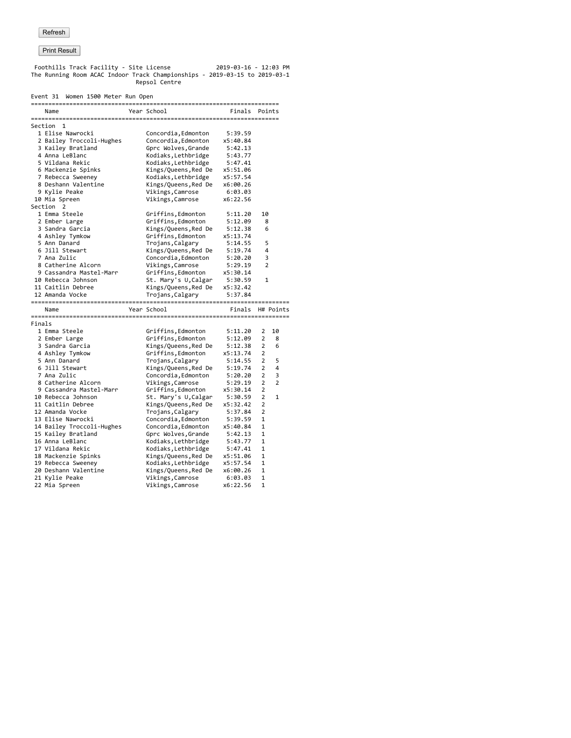Refresh

Print Result

Foothills Track Facility - Site License 2019-03-16 - 12:03 PM
The Running Room ACAC Indoor Track Championships - 2019-03-15 to 2019-03-1
Repsol Centre

Event 31 Women 1500 Meter Run Open

Section 1

| | Name | Year | School | Finals | Points |
|---|---|---|---|---|---|
| 1 | Elise Nawrocki | | Concordia,Edmonton | 5:39.59 | |
| 2 | Bailey Troccoli-Hughes | | Concordia,Edmonton | x5:40.84 | |
| 3 | Kailey Bratland | | Gprc Wolves,Grande | 5:42.13 | |
| 4 | Anna LeBlanc | | Kodiaks,Lethbridge | 5:43.77 | |
| 5 | Vildana Rekic | | Kodiaks,Lethbridge | 5:47.41 | |
| 6 | Mackenzie Spinks | | Kings/Queens,Red De | x5:51.06 | |
| 7 | Rebecca Sweeney | | Kodiaks,Lethbridge | x5:57.54 | |
| 8 | Deshann Valentine | | Kings/Queens,Red De | x6:00.26 | |
| 9 | Kylie Peake | | Vikings,Camrose | 6:03.03 | |
| 10 | Mia Spreen | | Vikings,Camrose | x6:22.56 | |

Section 2

| | Name | Year | School | Finals | Points |
|---|---|---|---|---|---|
| 1 | Emma Steele | | Griffins,Edmonton | 5:11.20 | 10 |
| 2 | Ember Large | | Griffins,Edmonton | 5:12.09 | 8 |
| 3 | Sandra Garcia | | Kings/Queens,Red De | 5:12.38 | 6 |
| 4 | Ashley Tymkow | | Griffins,Edmonton | x5:13.74 | |
| 5 | Ann Danard | | Trojans,Calgary | 5:14.55 | 5 |
| 6 | Jill Stewart | | Kings/Queens,Red De | 5:19.74 | 4 |
| 7 | Ana Zulic | | Concordia,Edmonton | 5:20.20 | 3 |
| 8 | Catherine Alcorn | | Vikings,Camrose | 5:29.19 | 2 |
| 9 | Cassandra Mastel-Marr | | Griffins,Edmonton | x5:30.14 | |
| 10 | Rebecca Johnson | | St. Mary's U,Calgar | 5:30.59 | 1 |
| 11 | Caitlin Debree | | Kings/Queens,Red De | x5:32.42 | |
| 12 | Amanda Vocke | | Trojans,Calgary | 5:37.84 | |

Finals

| | Name | Year | School | Finals | H# | Points |
|---|---|---|---|---|---|---|
| 1 | Emma Steele | | Griffins,Edmonton | 5:11.20 | 2 | 10 |
| 2 | Ember Large | | Griffins,Edmonton | 5:12.09 | 2 | 8 |
| 3 | Sandra Garcia | | Kings/Queens,Red De | 5:12.38 | 2 | 6 |
| 4 | Ashley Tymkow | | Griffins,Edmonton | x5:13.74 | 2 | |
| 5 | Ann Danard | | Trojans,Calgary | 5:14.55 | 2 | 5 |
| 6 | Jill Stewart | | Kings/Queens,Red De | 5:19.74 | 2 | 4 |
| 7 | Ana Zulic | | Concordia,Edmonton | 5:20.20 | 2 | 3 |
| 8 | Catherine Alcorn | | Vikings,Camrose | 5:29.19 | 2 | 2 |
| 9 | Cassandra Mastel-Marr | | Griffins,Edmonton | x5:30.14 | 2 | |
| 10 | Rebecca Johnson | | St. Mary's U,Calgar | 5:30.59 | 2 | 1 |
| 11 | Caitlin Debree | | Kings/Queens,Red De | x5:32.42 | 2 | |
| 12 | Amanda Vocke | | Trojans,Calgary | 5:37.84 | 2 | |
| 13 | Elise Nawrocki | | Concordia,Edmonton | 5:39.59 | 1 | |
| 14 | Bailey Troccoli-Hughes | | Concordia,Edmonton | x5:40.84 | 1 | |
| 15 | Kailey Bratland | | Gprc Wolves,Grande | 5:42.13 | 1 | |
| 16 | Anna LeBlanc | | Kodiaks,Lethbridge | 5:43.77 | 1 | |
| 17 | Vildana Rekic | | Kodiaks,Lethbridge | 5:47.41 | 1 | |
| 18 | Mackenzie Spinks | | Kings/Queens,Red De | x5:51.06 | 1 | |
| 19 | Rebecca Sweeney | | Kodiaks,Lethbridge | x5:57.54 | 1 | |
| 20 | Deshann Valentine | | Kings/Queens,Red De | x6:00.26 | 1 | |
| 21 | Kylie Peake | | Vikings,Camrose | 6:03.03 | 1 | |
| 22 | Mia Spreen | | Vikings,Camrose | x6:22.56 | 1 | |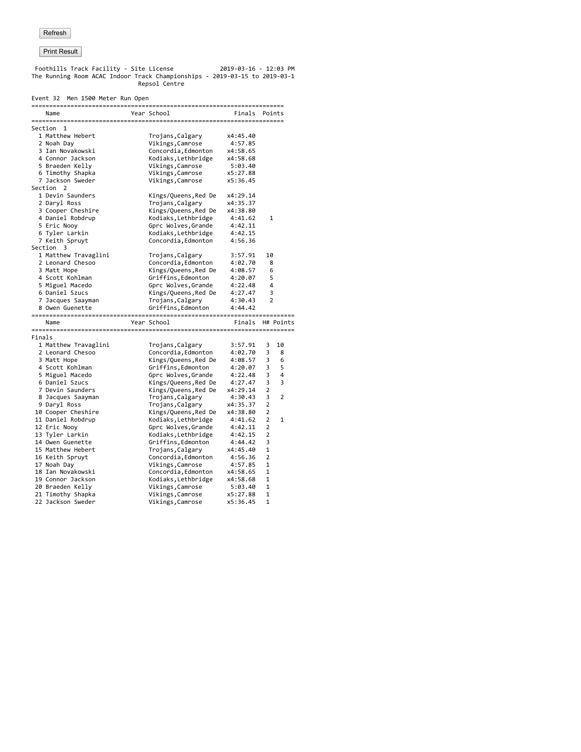Refresh

Print Result

Foothills Track Facility - Site License 2019-03-16 - 12:03 PM
The Running Room ACAC Indoor Track Championships - 2019-03-15 to 2019-03-1
Repsol Centre

Event 32 Men 1500 Meter Run Open

| | Name | Year | School | Finals | Points |
|---|---|---|---|---|---|
| **Section 1** | | | | | |
| 1 | Matthew Hebert | | Trojans,Calgary | x4:45.40 | |
| 2 | Noah Day | | Vikings,Camrose | 4:57.85 | |
| 3 | Ian Novakowski | | Concordia,Edmonton | x4:58.65 | |
| 4 | Connor Jackson | | Kodiaks,Lethbridge | x4:58.68 | |
| 5 | Braeden Kelly | | Vikings,Camrose | 5:03.40 | |
| 6 | Timothy Shapka | | Vikings,Camrose | x5:27.88 | |
| 7 | Jackson Sweder | | Vikings,Camrose | x5:36.45 | |
| **Section 2** | | | | | |
| 1 | Devin Saunders | | Kings/Queens,Red De | x4:29.14 | |
| 2 | Daryl Ross | | Trojans,Calgary | x4:35.37 | |
| 3 | Cooper Cheshire | | Kings/Queens,Red De | x4:38.80 | |
| 4 | Daniel Robdrup | | Kodiaks,Lethbridge | 4:41.62 | 1 |
| 5 | Eric Nooy | | Gprc Wolves,Grande | 4:42.11 | |
| 6 | Tyler Larkin | | Kodiaks,Lethbridge | 4:42.15 | |
| 7 | Keith Spruyt | | Concordia,Edmonton | 4:56.36 | |
| **Section 3** | | | | | |
| 1 | Matthew Travaglini | | Trojans,Calgary | 3:57.91 | 10 |
| 2 | Leonard Chesoo | | Concordia,Edmonton | 4:02.70 | 8 |
| 3 | Matt Hope | | Kings/Queens,Red De | 4:08.57 | 6 |
| 4 | Scott Kohlman | | Griffins,Edmonton | 4:20.07 | 5 |
| 5 | Miguel Macedo | | Gprc Wolves,Grande | 4:22.48 | 4 |
| 6 | Daniel Szucs | | Kings/Queens,Red De | 4:27.47 | 3 |
| 7 | Jacques Saayman | | Trojans,Calgary | 4:30.43 | 2 |
| 8 | Owen Guenette | | Griffins,Edmonton | 4:44.42 | |

| | Name | Year | School | Finals | H# | Points |
|---|---|---|---|---|---|---|
| **Finals** | | | | | | |
| 1 | Matthew Travaglini | | Trojans,Calgary | 3:57.91 | 3 | 10 |
| 2 | Leonard Chesoo | | Concordia,Edmonton | 4:02.70 | 3 | 8 |
| 3 | Matt Hope | | Kings/Queens,Red De | 4:08.57 | 3 | 6 |
| 4 | Scott Kohlman | | Griffins,Edmonton | 4:20.07 | 3 | 5 |
| 5 | Miguel Macedo | | Gprc Wolves,Grande | 4:22.48 | 3 | 4 |
| 6 | Daniel Szucs | | Kings/Queens,Red De | 4:27.47 | 3 | 3 |
| 7 | Devin Saunders | | Kings/Queens,Red De | x4:29.14 | 2 | |
| 8 | Jacques Saayman | | Trojans,Calgary | 4:30.43 | 3 | 2 |
| 9 | Daryl Ross | | Trojans,Calgary | x4:35.37 | 2 | |
| 10 | Cooper Cheshire | | Kings/Queens,Red De | x4:38.80 | 2 | |
| 11 | Daniel Robdrup | | Kodiaks,Lethbridge | 4:41.62 | 2 | 1 |
| 12 | Eric Nooy | | Gprc Wolves,Grande | 4:42.11 | 2 | |
| 13 | Tyler Larkin | | Kodiaks,Lethbridge | 4:42.15 | 2 | |
| 14 | Owen Guenette | | Griffins,Edmonton | 4:44.42 | 3 | |
| 15 | Matthew Hebert | | Trojans,Calgary | x4:45.40 | 1 | |
| 16 | Keith Spruyt | | Concordia,Edmonton | 4:56.36 | 2 | |
| 17 | Noah Day | | Vikings,Camrose | 4:57.85 | 1 | |
| 18 | Ian Novakowski | | Concordia,Edmonton | x4:58.65 | 1 | |
| 19 | Connor Jackson | | Kodiaks,Lethbridge | x4:58.68 | 1 | |
| 20 | Braeden Kelly | | Vikings,Camrose | 5:03.40 | 1 | |
| 21 | Timothy Shapka | | Vikings,Camrose | x5:27.88 | 1 | |
| 22 | Jackson Sweder | | Vikings,Camrose | x5:36.45 | 1 | |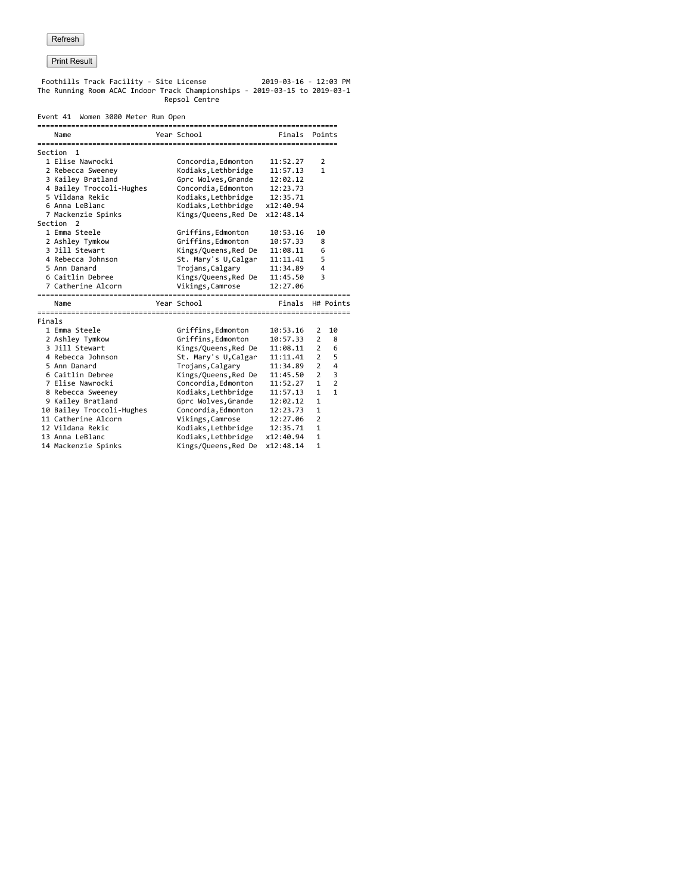Refresh

Print Result

Foothills Track Facility - Site License 2019-03-16 - 12:03 PM
The Running Room ACAC Indoor Track Championships - 2019-03-15 to 2019-03-1
Repsol Centre

Event 41 Women 3000 Meter Run Open

| | Name | Year | School | Finals | Points |
|---|---|---|---|---|---|
| **Section 1** | | | | | |
| 1 | Elise Nawrocki | | Concordia,Edmonton | 11:52.27 | 2 |
| 2 | Rebecca Sweeney | | Kodiaks,Lethbridge | 11:57.13 | 1 |
| 3 | Kailey Bratland | | Gprc Wolves,Grande | 12:02.12 | |
| 4 | Bailey Troccoli-Hughes | | Concordia,Edmonton | 12:23.73 | |
| 5 | Vildana Rekic | | Kodiaks,Lethbridge | 12:35.71 | |
| 6 | Anna LeBlanc | | Kodiaks,Lethbridge | x12:40.94 | |
| 7 | Mackenzie Spinks | | Kings/Queens,Red De | x12:48.14 | |
| **Section 2** | | | | | |
| 1 | Emma Steele | | Griffins,Edmonton | 10:53.16 | 10 |
| 2 | Ashley Tymkow | | Griffins,Edmonton | 10:57.33 | 8 |
| 3 | Jill Stewart | | Kings/Queens,Red De | 11:08.11 | 6 |
| 4 | Rebecca Johnson | | St. Mary's U,Calgar | 11:11.41 | 5 |
| 5 | Ann Danard | | Trojans,Calgary | 11:34.89 | 4 |
| 6 | Caitlin Debree | | Kings/Queens,Red De | 11:45.50 | 3 |
| 7 | Catherine Alcorn | | Vikings,Camrose | 12:27.06 | |

| | Name | Year | School | Finals | H# | Points |
|---|---|---|---|---|---|---|
| **Finals** | | | | | | |
| 1 | Emma Steele | | Griffins,Edmonton | 10:53.16 | 2 | 10 |
| 2 | Ashley Tymkow | | Griffins,Edmonton | 10:57.33 | 2 | 8 |
| 3 | Jill Stewart | | Kings/Queens,Red De | 11:08.11 | 2 | 6 |
| 4 | Rebecca Johnson | | St. Mary's U,Calgar | 11:11.41 | 2 | 5 |
| 5 | Ann Danard | | Trojans,Calgary | 11:34.89 | 2 | 4 |
| 6 | Caitlin Debree | | Kings/Queens,Red De | 11:45.50 | 2 | 3 |
| 7 | Elise Nawrocki | | Concordia,Edmonton | 11:52.27 | 1 | 2 |
| 8 | Rebecca Sweeney | | Kodiaks,Lethbridge | 11:57.13 | 1 | 1 |
| 9 | Kailey Bratland | | Gprc Wolves,Grande | 12:02.12 | 1 | |
| 10 | Bailey Troccoli-Hughes | | Concordia,Edmonton | 12:23.73 | 1 | |
| 11 | Catherine Alcorn | | Vikings,Camrose | 12:27.06 | 2 | |
| 12 | Vildana Rekic | | Kodiaks,Lethbridge | 12:35.71 | 1 | |
| 13 | Anna LeBlanc | | Kodiaks,Lethbridge | x12:40.94 | 1 | |
| 14 | Mackenzie Spinks | | Kings/Queens,Red De | x12:48.14 | 1 | |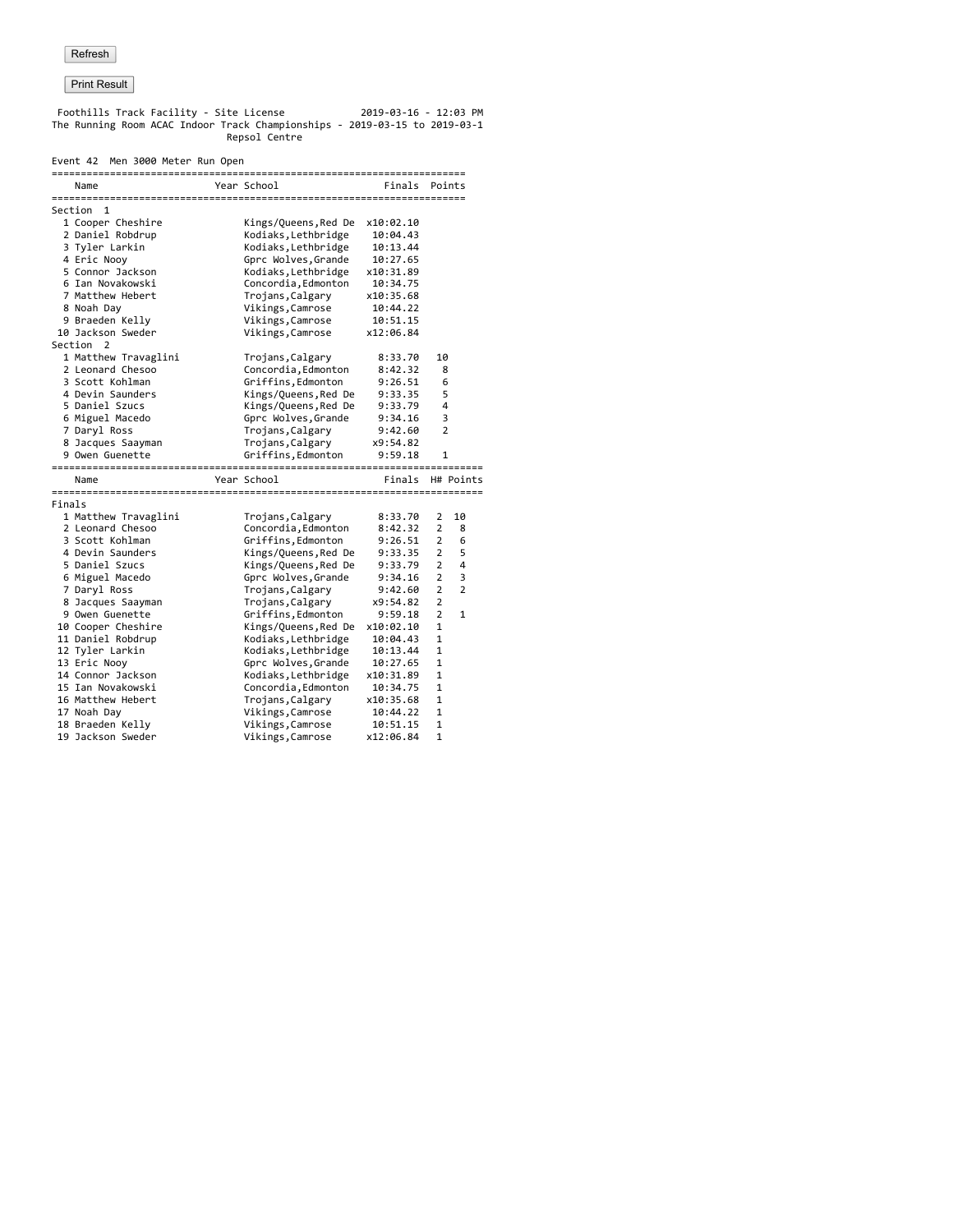Refresh

Print Result

Foothills Track Facility - Site License 2019-03-16 - 12:03 PM
The Running Room ACAC Indoor Track Championships - 2019-03-15 to 2019-03-1
Repsol Centre

Event 42 Men 3000 Meter Run Open

| | Name | Year | School | Finals | Points |
|---|---|---|---|---|---|
| **Section 1** | | | | | |
| 1 | Cooper Cheshire | | Kings/Queens,Red De | x10:02.10 | |
| 2 | Daniel Robdrup | | Kodiaks,Lethbridge | 10:04.43 | |
| 3 | Tyler Larkin | | Kodiaks,Lethbridge | 10:13.44 | |
| 4 | Eric Nooy | | Gprc Wolves,Grande | 10:27.65 | |
| 5 | Connor Jackson | | Kodiaks,Lethbridge | x10:31.89 | |
| 6 | Ian Novakowski | | Concordia,Edmonton | 10:34.75 | |
| 7 | Matthew Hebert | | Trojans,Calgary | x10:35.68 | |
| 8 | Noah Day | | Vikings,Camrose | 10:44.22 | |
| 9 | Braeden Kelly | | Vikings,Camrose | 10:51.15 | |
| 10 | Jackson Sweder | | Vikings,Camrose | x12:06.84 | |
| **Section 2** | | | | | |
| 1 | Matthew Travaglini | | Trojans,Calgary | 8:33.70 | 10 |
| 2 | Leonard Chesoo | | Concordia,Edmonton | 8:42.32 | 8 |
| 3 | Scott Kohlman | | Griffins,Edmonton | 9:26.51 | 6 |
| 4 | Devin Saunders | | Kings/Queens,Red De | 9:33.35 | 5 |
| 5 | Daniel Szucs | | Kings/Queens,Red De | 9:33.79 | 4 |
| 6 | Miguel Macedo | | Gprc Wolves,Grande | 9:34.16 | 3 |
| 7 | Daryl Ross | | Trojans,Calgary | 9:42.60 | 2 |
| 8 | Jacques Saayman | | Trojans,Calgary | x9:54.82 | |
| 9 | Owen Guenette | | Griffins,Edmonton | 9:59.18 | 1 |

| | Name | Year | School | Finals | H# | Points |
|---|---|---|---|---|---|---|
| **Finals** | | | | | | |
| 1 | Matthew Travaglini | | Trojans,Calgary | 8:33.70 | 2 | 10 |
| 2 | Leonard Chesoo | | Concordia,Edmonton | 8:42.32 | 2 | 8 |
| 3 | Scott Kohlman | | Griffins,Edmonton | 9:26.51 | 2 | 6 |
| 4 | Devin Saunders | | Kings/Queens,Red De | 9:33.35 | 2 | 5 |
| 5 | Daniel Szucs | | Kings/Queens,Red De | 9:33.79 | 2 | 4 |
| 6 | Miguel Macedo | | Gprc Wolves,Grande | 9:34.16 | 2 | 3 |
| 7 | Daryl Ross | | Trojans,Calgary | 9:42.60 | 2 | 2 |
| 8 | Jacques Saayman | | Trojans,Calgary | x9:54.82 | 2 | |
| 9 | Owen Guenette | | Griffins,Edmonton | 9:59.18 | 2 | 1 |
| 10 | Cooper Cheshire | | Kings/Queens,Red De | x10:02.10 | 1 | |
| 11 | Daniel Robdrup | | Kodiaks,Lethbridge | 10:04.43 | 1 | |
| 12 | Tyler Larkin | | Kodiaks,Lethbridge | 10:13.44 | 1 | |
| 13 | Eric Nooy | | Gprc Wolves,Grande | 10:27.65 | 1 | |
| 14 | Connor Jackson | | Kodiaks,Lethbridge | x10:31.89 | 1 | |
| 15 | Ian Novakowski | | Concordia,Edmonton | 10:34.75 | 1 | |
| 16 | Matthew Hebert | | Trojans,Calgary | x10:35.68 | 1 | |
| 17 | Noah Day | | Vikings,Camrose | 10:44.22 | 1 | |
| 18 | Braeden Kelly | | Vikings,Camrose | 10:51.15 | 1 | |
| 19 | Jackson Sweder | | Vikings,Camrose | x12:06.84 | 1 | |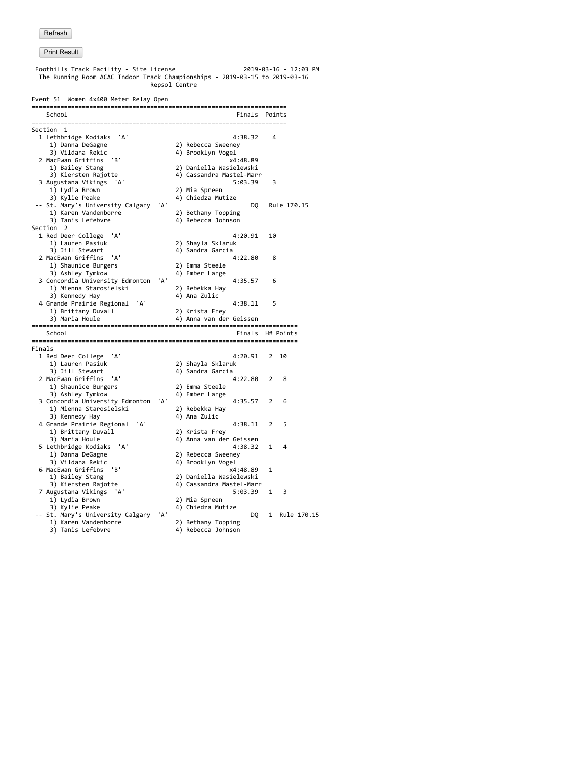Refresh

Print Result

Foothills Track Facility - Site License 2019-03-16 - 12:03 PM
The Running Room ACAC Indoor Track Championships - 2019-03-15 to 2019-03-16
Repsol Centre

Event 51 Women 4x400 Meter Relay Open

```
=====================================================================
    School                                            Finals  Points
=====================================================================
Section  1
  1 Lethbridge Kodiaks  'A'                          4:38.32    4
     1) Danna DeGagne                2) Rebecca Sweeney
     3) Vildana Rekic                4) Brooklyn Vogel
  2 MacEwan Griffins  'B'                           x4:48.89
     1) Bailey Stang                 2) Daniella Wasielewski
     3) Kiersten Rajotte             4) Cassandra Mastel-Marr
  3 Augustana Vikings  'A'                           5:03.39    3
     1) Lydia Brown                  2) Mia Spreen
     3) Kylie Peake                  4) Chiedza Mutize
 -- St. Mary's University Calgary  'A'                   DQ   Rule 170.15
     1) Karen Vandenborre            2) Bethany Topping
     3) Tanis Lefebvre               4) Rebecca Johnson
Section  2
  1 Red Deer College  'A'                            4:20.91   10
     1) Lauren Pasiuk                2) Shayla Sklaruk
     3) Jill Stewart                 4) Sandra Garcia
  2 MacEwan Griffins  'A'                            4:22.80    8
     1) Shaunice Burgers             2) Emma Steele
     3) Ashley Tymkow                4) Ember Large
  3 Concordia University Edmonton  'A'               4:35.57    6
     1) Mienna Starosielski          2) Rebekka Hay
     3) Kennedy Hay                  4) Ana Zulic
  4 Grande Prairie Regional  'A'                     4:38.11    5
     1) Brittany Duvall              2) Krista Frey
     3) Maria Houle                  4) Anna van der Geissen
========================================================================
    School                                            Finals  H# Points
========================================================================
Finals
  1 Red Deer College  'A'                            4:20.91   2  10
     1) Lauren Pasiuk                2) Shayla Sklaruk
     3) Jill Stewart                 4) Sandra Garcia
  2 MacEwan Griffins  'A'                            4:22.80   2   8
     1) Shaunice Burgers             2) Emma Steele
     3) Ashley Tymkow                4) Ember Large
  3 Concordia University Edmonton  'A'               4:35.57   2   6
     1) Mienna Starosielski          2) Rebekka Hay
     3) Kennedy Hay                  4) Ana Zulic
  4 Grande Prairie Regional  'A'                     4:38.11   2   5
     1) Brittany Duvall              2) Krista Frey
     3) Maria Houle                  4) Anna van der Geissen
  5 Lethbridge Kodiaks  'A'                          4:38.32   1   4
     1) Danna DeGagne                2) Rebecca Sweeney
     3) Vildana Rekic                4) Brooklyn Vogel
  6 MacEwan Griffins  'B'                           x4:48.89   1
     1) Bailey Stang                 2) Daniella Wasielewski
     3) Kiersten Rajotte             4) Cassandra Mastel-Marr
  7 Augustana Vikings  'A'                           5:03.39   1   3
     1) Lydia Brown                  2) Mia Spreen
     3) Kylie Peake                  4) Chiedza Mutize
 -- St. Mary's University Calgary  'A'                   DQ   1  Rule 170.15
     1) Karen Vandenborre            2) Bethany Topping
     3) Tanis Lefebvre               4) Rebecca Johnson
```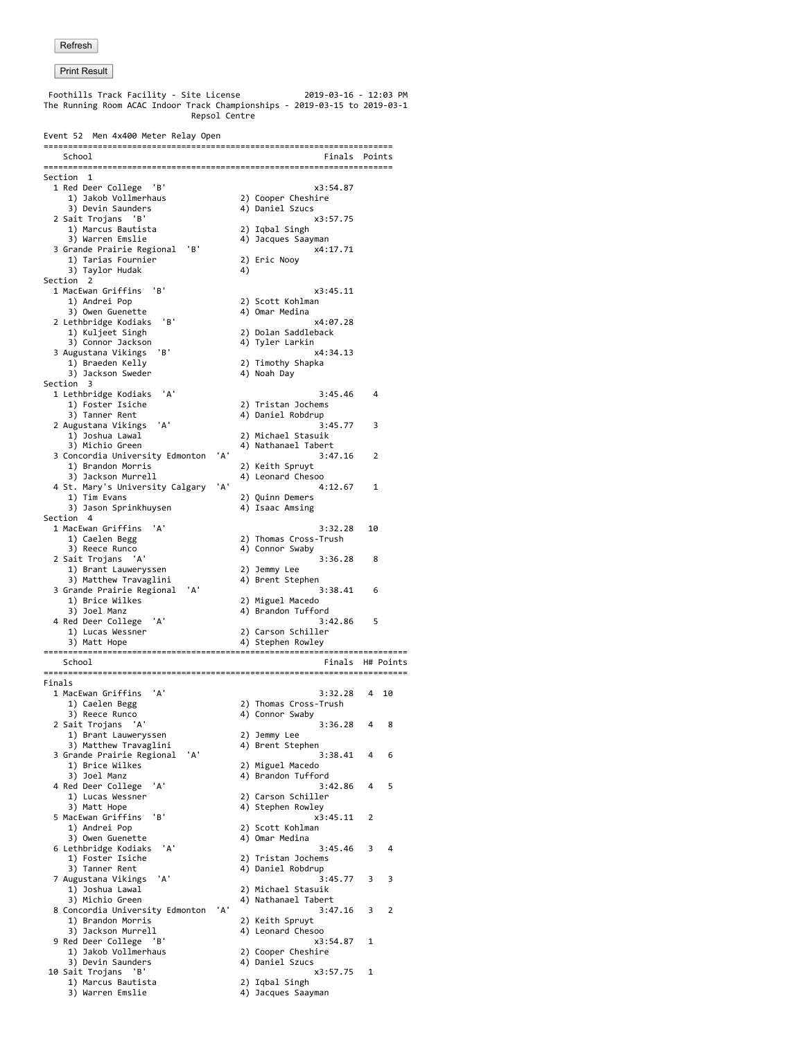Refresh

Print Result

Foothills Track Facility - Site License 2019-03-16 - 12:03 PM
The Running Room ACAC Indoor Track Championships - 2019-03-15 to 2019-03-1
Repsol Centre

Event 52 Men 4x400 Meter Relay Open

| School | Finals | Points |
|---|---|---|
| **Section 1** | | |
| 1 Red Deer College 'B' | x3:54.87 | |
| 1) Jakob Vollmerhaus 2) Cooper Cheshire 3) Devin Saunders 4) Daniel Szucs | | |
| 2 Sait Trojans 'B' | x3:57.75 | |
| 1) Marcus Bautista 2) Iqbal Singh 3) Warren Emslie 4) Jacques Saayman | | |
| 3 Grande Prairie Regional 'B' | x4:17.71 | |
| 1) Tarias Fournier 2) Eric Nooy 3) Taylor Hudak 4) | | |
| **Section 2** | | |
| 1 MacEwan Griffins 'B' | x3:45.11 | |
| 1) Andrei Pop 2) Scott Kohlman 3) Owen Guenette 4) Omar Medina | | |
| 2 Lethbridge Kodiaks 'B' | x4:07.28 | |
| 1) Kuljeet Singh 2) Dolan Saddleback 3) Connor Jackson 4) Tyler Larkin | | |
| 3 Augustana Vikings 'B' | x4:34.13 | |
| 1) Braeden Kelly 2) Timothy Shapka 3) Jackson Sweder 4) Noah Day | | |
| **Section 3** | | |
| 1 Lethbridge Kodiaks 'A' | 3:45.46 | 4 |
| 1) Foster Isiche 2) Tristan Jochems 3) Tanner Rent 4) Daniel Robdrup | | |
| 2 Augustana Vikings 'A' | 3:45.77 | 3 |
| 1) Joshua Lawal 2) Michael Stasuik 3) Michio Green 4) Nathanael Tabert | | |
| 3 Concordia University Edmonton 'A' | 3:47.16 | 2 |
| 1) Brandon Morris 2) Keith Spruyt 3) Jackson Murrell 4) Leonard Chesoo | | |
| 4 St. Mary's University Calgary 'A' | 4:12.67 | 1 |
| 1) Tim Evans 2) Quinn Demers 3) Jason Sprinkhuysen 4) Isaac Amsing | | |
| **Section 4** | | |
| 1 MacEwan Griffins 'A' | 3:32.28 | 10 |
| 1) Caelen Begg 2) Thomas Cross-Trush 3) Reece Runco 4) Connor Swaby | | |
| 2 Sait Trojans 'A' | 3:36.28 | 8 |
| 1) Brant Lauweryssen 2) Jemmy Lee 3) Matthew Travaglini 4) Brent Stephen | | |
| 3 Grande Prairie Regional 'A' | 3:38.41 | 6 |
| 1) Brice Wilkes 2) Miguel Macedo 3) Joel Manz 4) Brandon Tufford | | |
| 4 Red Deer College 'A' | 3:42.86 | 5 |
| 1) Lucas Wessner 2) Carson Schiller 3) Matt Hope 4) Stephen Rowley | | |

| School | Finals | H# | Points |
|---|---|---|---|
| **Finals** | | | |
| 1 MacEwan Griffins 'A' | 3:32.28 | 4 | 10 |
| 1) Caelen Begg 2) Thomas Cross-Trush 3) Reece Runco 4) Connor Swaby | | | |
| 2 Sait Trojans 'A' | 3:36.28 | 4 | 8 |
| 1) Brant Lauweryssen 2) Jemmy Lee 3) Matthew Travaglini 4) Brent Stephen | | | |
| 3 Grande Prairie Regional 'A' | 3:38.41 | 4 | 6 |
| 1) Brice Wilkes 2) Miguel Macedo 3) Joel Manz 4) Brandon Tufford | | | |
| 4 Red Deer College 'A' | 3:42.86 | 4 | 5 |
| 1) Lucas Wessner 2) Carson Schiller 3) Matt Hope 4) Stephen Rowley | | | |
| 5 MacEwan Griffins 'B' | x3:45.11 | 2 | |
| 1) Andrei Pop 2) Scott Kohlman 3) Owen Guenette 4) Omar Medina | | | |
| 6 Lethbridge Kodiaks 'A' | 3:45.46 | 3 | 4 |
| 1) Foster Isiche 2) Tristan Jochems 3) Tanner Rent 4) Daniel Robdrup | | | |
| 7 Augustana Vikings 'A' | 3:45.77 | 3 | 3 |
| 1) Joshua Lawal 2) Michael Stasuik 3) Michio Green 4) Nathanael Tabert | | | |
| 8 Concordia University Edmonton 'A' | 3:47.16 | 3 | 2 |
| 1) Brandon Morris 2) Keith Spruyt 3) Jackson Murrell 4) Leonard Chesoo | | | |
| 9 Red Deer College 'B' | x3:54.87 | 1 | |
| 1) Jakob Vollmerhaus 2) Cooper Cheshire 3) Devin Saunders 4) Daniel Szucs | | | |
| 10 Sait Trojans 'B' | x3:57.75 | 1 | |
| 1) Marcus Bautista 2) Iqbal Singh 3) Warren Emslie 4) Jacques Saayman | | | |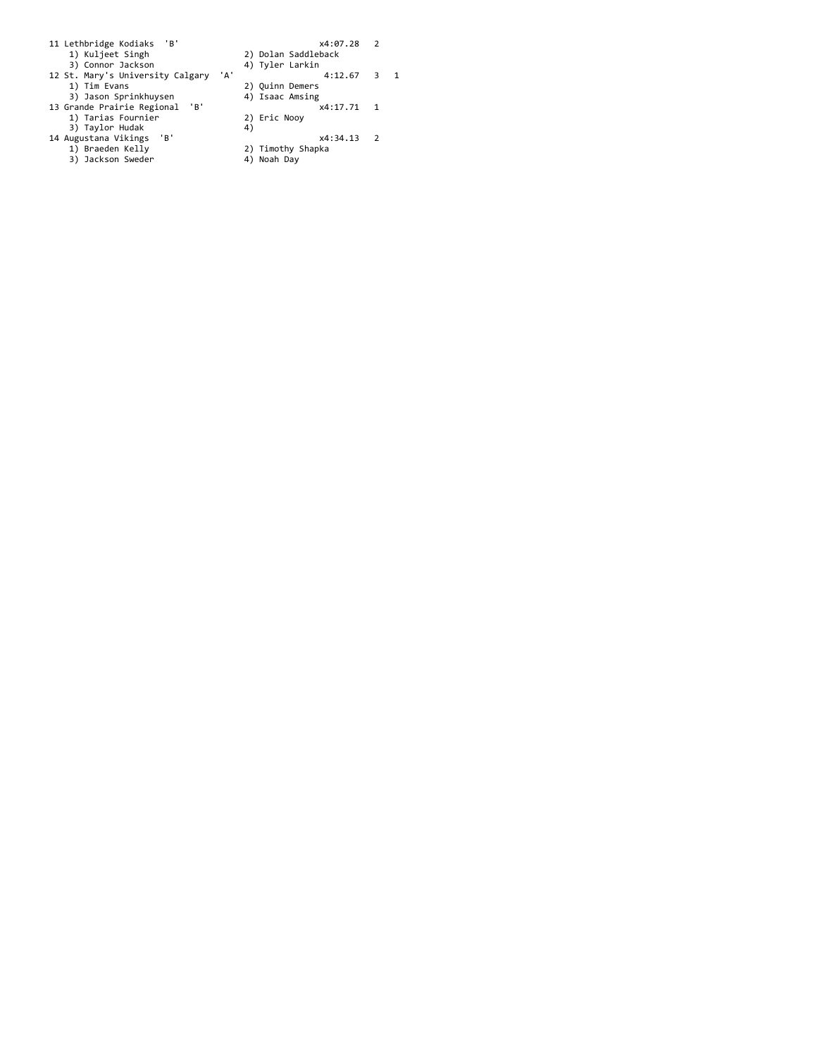```
11 Lethbridge Kodiaks  'B'                          x4:07.28   2
    1) Kuljeet Singh                  2) Dolan Saddleback
    3) Connor Jackson                 4) Tyler Larkin
12 St. Mary's University Calgary  'A'                4:12.67   3   1
    1) Tim Evans                      2) Quinn Demers
    3) Jason Sprinkhuysen             4) Isaac Amsing
13 Grande Prairie Regional  'B'                     x4:17.71   1
    1) Tarias Fournier                2) Eric Nooy
    3) Taylor Hudak                   4)
14 Augustana Vikings  'B'                           x4:34.13   2
    1) Braeden Kelly                  2) Timothy Shapka
    3) Jackson Sweder                 4) Noah Day
```